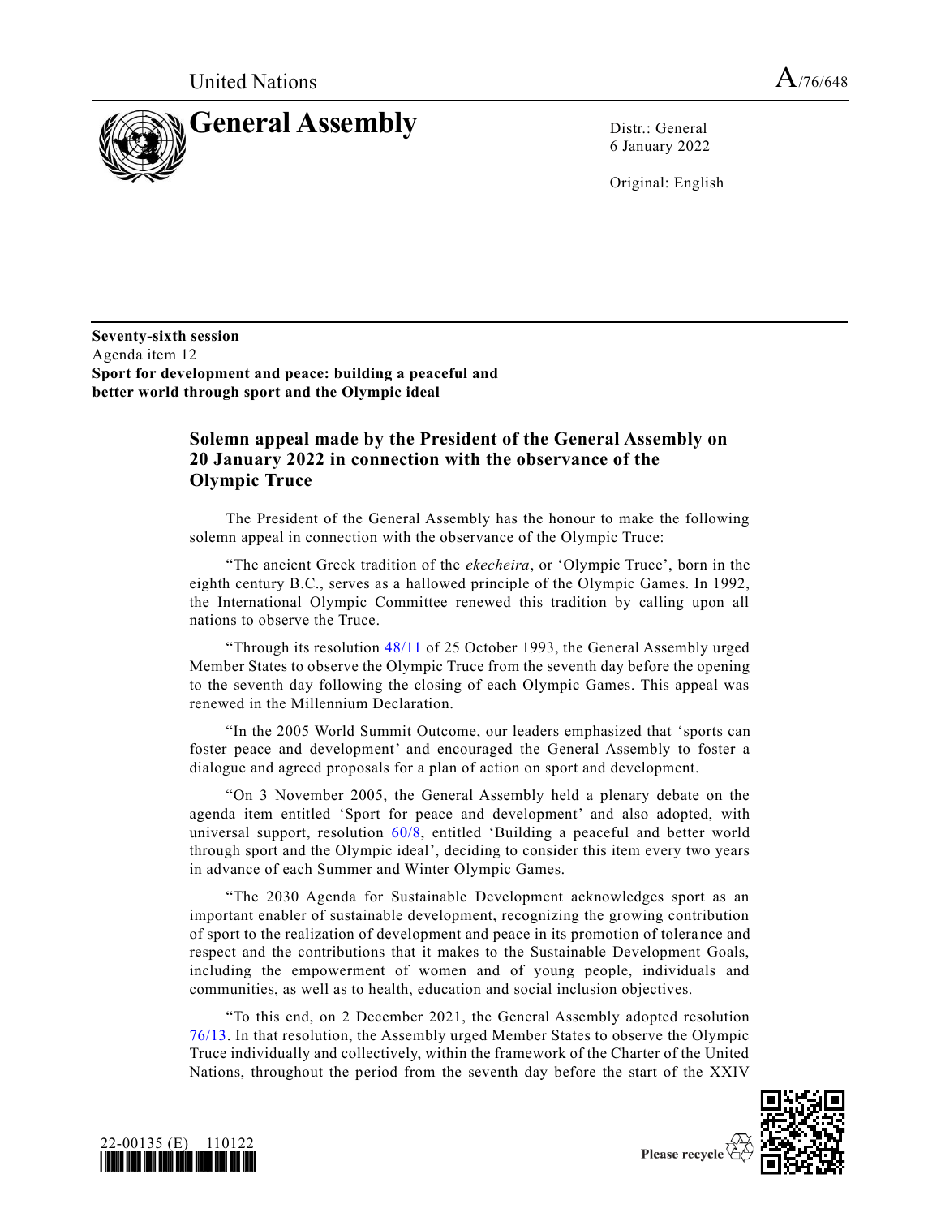United Nations A/76/648

# General Assembly

Distr.: General
6 January 2022

Original: English

**Seventy-sixth session**
Agenda item 12
**Sport for development and peace: building a peaceful and better world through sport and the Olympic ideal**

## Solemn appeal made by the President of the General Assembly on 20 January 2022 in connection with the observance of the Olympic Truce

The President of the General Assembly has the honour to make the following solemn appeal in connection with the observance of the Olympic Truce:

"The ancient Greek tradition of the *ekecheira*, or 'Olympic Truce', born in the eighth century B.C., serves as a hallowed principle of the Olympic Games. In 1992, the International Olympic Committee renewed this tradition by calling upon all nations to observe the Truce.

"Through its resolution 48/11 of 25 October 1993, the General Assembly urged Member States to observe the Olympic Truce from the seventh day before the opening to the seventh day following the closing of each Olympic Games. This appeal was renewed in the Millennium Declaration.

"In the 2005 World Summit Outcome, our leaders emphasized that 'sports can foster peace and development' and encouraged the General Assembly to foster a dialogue and agreed proposals for a plan of action on sport and development.

"On 3 November 2005, the General Assembly held a plenary debate on the agenda item entitled 'Sport for peace and development' and also adopted, with universal support, resolution 60/8, entitled 'Building a peaceful and better world through sport and the Olympic ideal', deciding to consider this item every two years in advance of each Summer and Winter Olympic Games.

"The 2030 Agenda for Sustainable Development acknowledges sport as an important enabler of sustainable development, recognizing the growing contribution of sport to the realization of development and peace in its promotion of tolerance and respect and the contributions that it makes to the Sustainable Development Goals, including the empowerment of women and of young people, individuals and communities, as well as to health, education and social inclusion objectives.

"To this end, on 2 December 2021, the General Assembly adopted resolution 76/13. In that resolution, the Assembly urged Member States to observe the Olympic Truce individually and collectively, within the framework of the Charter of the United Nations, throughout the period from the seventh day before the start of the XXIV

22-00135 (E) 110122

Please recycle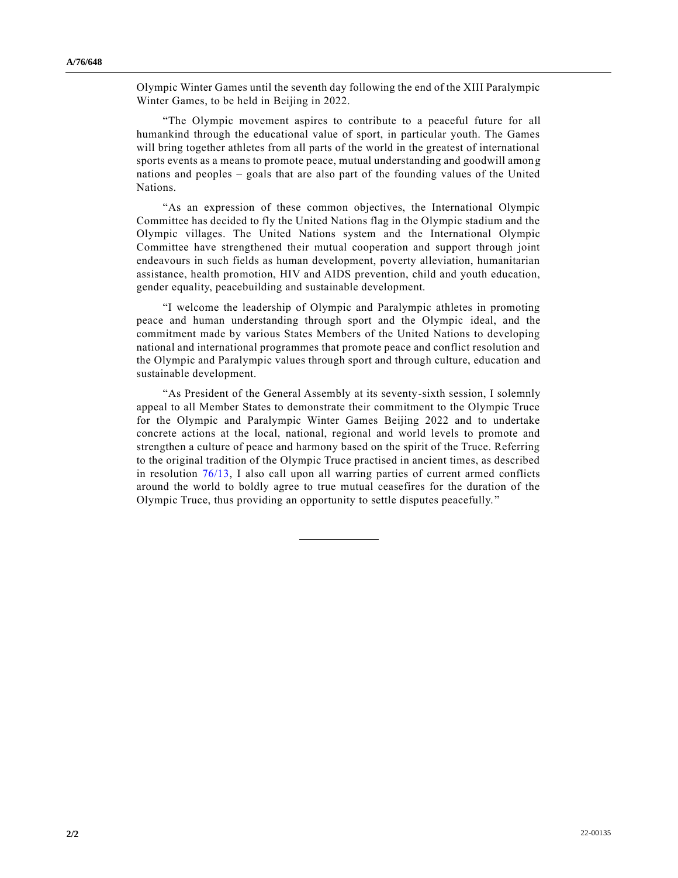Olympic Winter Games until the seventh day following the end of the XIII Paralympic Winter Games, to be held in Beijing in 2022.

"The Olympic movement aspires to contribute to a peaceful future for all humankind through the educational value of sport, in particular youth. The Games will bring together athletes from all parts of the world in the greatest of international sports events as a means to promote peace, mutual understanding and goodwill among nations and peoples – goals that are also part of the founding values of the United Nations.

"As an expression of these common objectives, the International Olympic Committee has decided to fly the United Nations flag in the Olympic stadium and the Olympic villages. The United Nations system and the International Olympic Committee have strengthened their mutual cooperation and support through joint endeavours in such fields as human development, poverty alleviation, humanitarian assistance, health promotion, HIV and AIDS prevention, child and youth education, gender equality, peacebuilding and sustainable development.

"I welcome the leadership of Olympic and Paralympic athletes in promoting peace and human understanding through sport and the Olympic ideal, and the commitment made by various States Members of the United Nations to developing national and international programmes that promote peace and conflict resolution and the Olympic and Paralympic values through sport and through culture, education and sustainable development.

"As President of the General Assembly at its seventy-sixth session, I solemnly appeal to all Member States to demonstrate their commitment to the Olympic Truce for the Olympic and Paralympic Winter Games Beijing 2022 and to undertake concrete actions at the local, national, regional and world levels to promote and strengthen a culture of peace and harmony based on the spirit of the Truce. Referring to the original tradition of the Olympic Truce practised in ancient times, as described in resolution 76/13, I also call upon all warring parties of current armed conflicts around the world to boldly agree to true mutual ceasefires for the duration of the Olympic Truce, thus providing an opportunity to settle disputes peacefully."